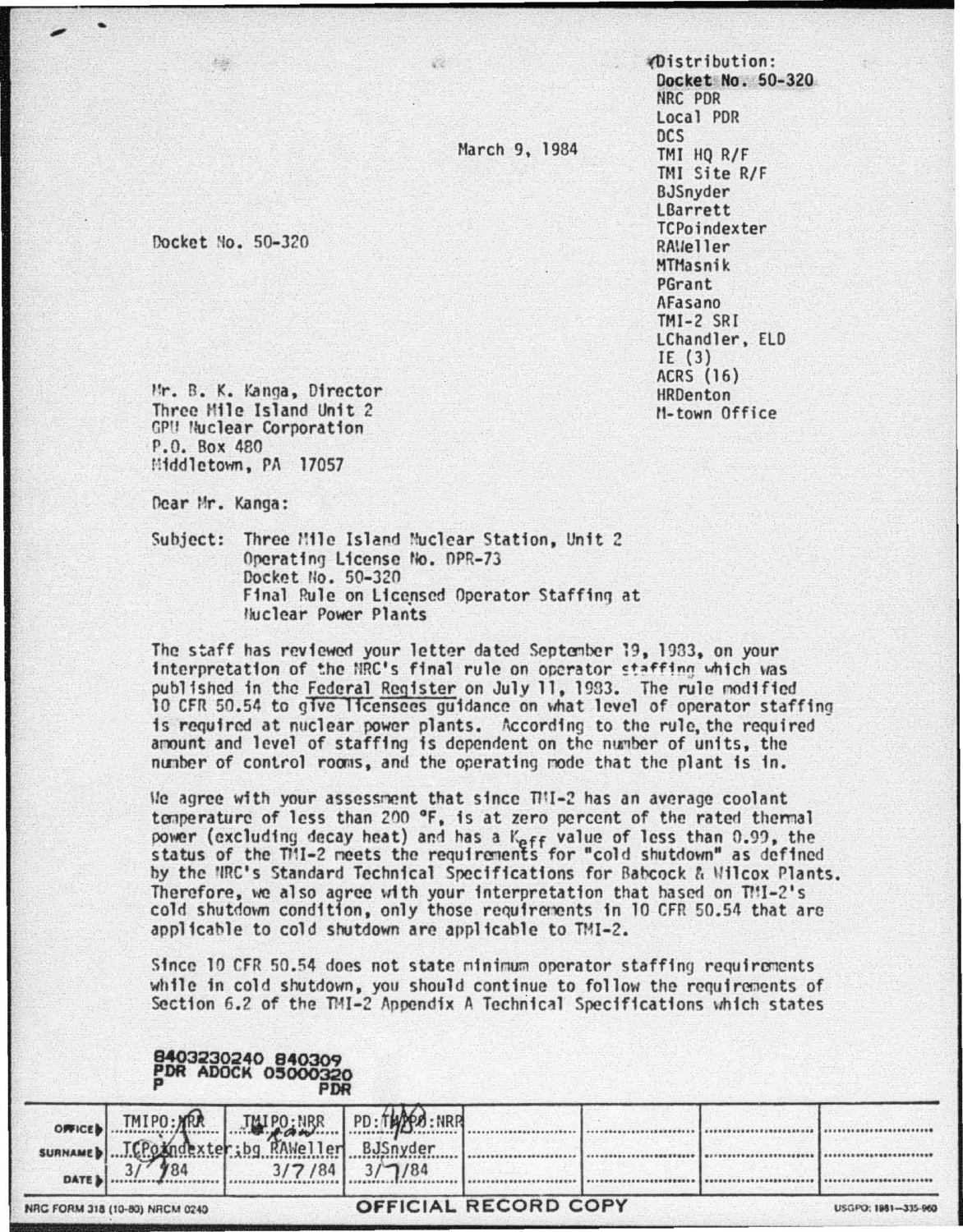Distribution:
Docket No. 50-320
NRC PDR
Local PDR
DCS
TMI HQ R/F
TMI Site R/F
BJSnyder
LBarrett
TCPoindexter
RAWeller
MTMasnik
PGrant
AFasano
TMI-2 SRI
LChandler, ELD
IE (3)
ACRS (16)
HRDenton
M-town Office

March 9, 1984

Docket No. 50-320

Mr. B. K. Kanga, Director
Three Mile Island Unit 2
GPU Nuclear Corporation
P.O. Box 480
Middletown, PA 17057

Dear Mr. Kanga:

Subject: Three Mile Island Nuclear Station, Unit 2
Operating License No. DPR-73
Docket No. 50-320
Final Rule on Licensed Operator Staffing at Nuclear Power Plants

The staff has reviewed your letter dated September 19, 1983, on your interpretation of the NRC's final rule on operator staffing which was published in the Federal Register on July 11, 1983. The rule modified 10 CFR 50.54 to give licensees guidance on what level of operator staffing is required at nuclear power plants. According to the rule, the required amount and level of staffing is dependent on the number of units, the number of control rooms, and the operating mode that the plant is in.

We agree with your assessment that since TMI-2 has an average coolant temperature of less than 200 °F, is at zero percent of the rated thermal power (excluding decay heat) and has a $K_{eff}$ value of less than 0.99, the status of the TMI-2 meets the requirements for "cold shutdown" as defined by the NRC's Standard Technical Specifications for Babcock & Wilcox Plants. Therefore, we also agree with your interpretation that based on TMI-2's cold shutdown condition, only those requirements in 10 CFR 50.54 that are applicable to cold shutdown are applicable to TMI-2.

Since 10 CFR 50.54 does not state minimum operator staffing requirements while in cold shutdown, you should continue to follow the requirements of Section 6.2 of the TMI-2 Appendix A Technical Specifications which states

8403230240 840309
PDR ADOCK 05000320
P PDR

| OFFICE | TMIPO:NRR | TMIPO:NRR | PD:TMIPO:NRR | | | | |
|---|---|---|---|---|---|---|---|
| SURNAME | TCPoindexter:bg | RAWeller | BJSnyder | | | | |
| DATE | 3/7/84 | 3/7/84 | 3/7/84 | | | | |

NRC FORM 318 (10-80) NRCM 0240 OFFICIAL RECORD COPY USGPO: 1981—335-960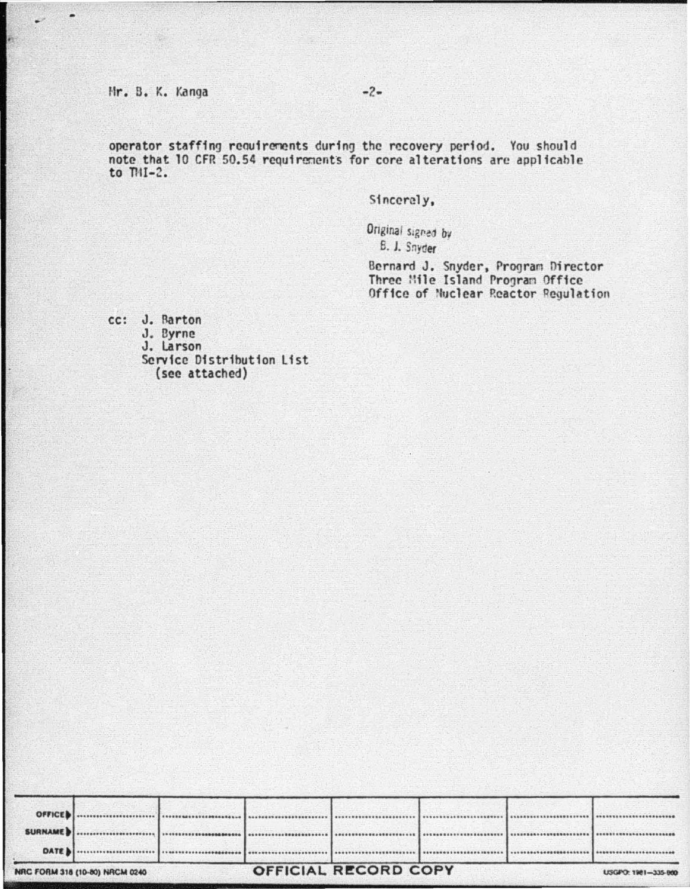Mr. B. K. Kanga

operator staffing requirements during the recovery period. You should note that 10 CFR 50.54 requirements for core alterations are applicable to TMI-2.

Sincerely,

Original signed by
B. J. Snyder

Bernard J. Snyder, Program Director
Three Mile Island Program Office
Office of Nuclear Reactor Regulation

cc: J. Barton
J. Byrne
J. Larson
Service Distribution List
(see attached)

| OFFICE | | | | | | | |
|---|---|---|---|---|---|---|---|
| SURNAME | | | | | | | |
| DATE | | | | | | | |

NRC FORM 318 (10-80) NRCM 0240 — OFFICIAL RECORD COPY — USGPO: 1981—335-960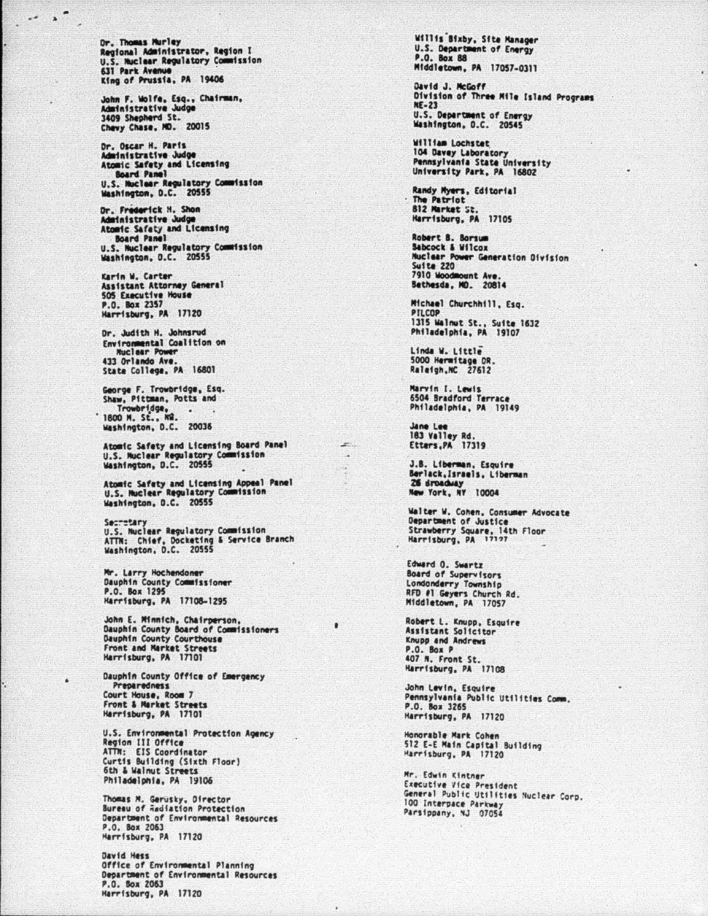Dr. Thomas Murley
Regional Administrator, Region I
U.S. Nuclear Regulatory Commission
631 Park Avenue
King of Prussia, PA 19406

John F. Wolfe, Esq., Chairman,
Administrative Judge
3409 Shepherd St.
Chevy Chase, MD. 20015

Dr. Oscar H. Paris
Administrative Judge
Atomic Safety and Licensing
Board Panel
U.S. Nuclear Regulatory Commission
Washington, D.C. 20555

Dr. Frederick H. Shon
Administrative Judge
Atomic Safety and Licensing
Board Panel
U.S. Nuclear Regulatory Commission
Washington, D.C. 20555

Karin W. Carter
Assistant Attorney General
505 Executive House
P.O. Box 2357
Harrisburg, PA 17120

Dr. Judith H. Johnsrud
Environmental Coalition on
Nuclear Power
433 Orlando Ave.
State College, PA 16801

George F. Trowbridge, Esq.
Shaw, Pittman, Potts and
Trowbridge,
1800 M. St., NW.
Washington, D.C. 20036

Atomic Safety and Licensing Board Panel
U.S. Nuclear Regulatory Commission
Washington, D.C. 20555

Atomic Safety and Licensing Appeal Panel
U.S. Nuclear Regulatory Commission
Washington, D.C. 20555

Secretary
U.S. Nuclear Regulatory Commission
ATTN: Chief, Docketing & Service Branch
Washington, D.C. 20555

Mr. Larry Hochendoner
Dauphin County Commissioner
P.O. Box 1295
Harrisburg, PA 17108-1295

John E. Minnich, Chairperson,
Dauphin County Board of Commissioners
Dauphin County Courthouse
Front and Market Streets
Harrisburg, PA 17101

Dauphin County Office of Emergency
Preparedness
Court House, Room 7
Front & Market Streets
Harrisburg, PA 17101

U.S. Environmental Protection Agency
Region III Office
ATTN: EIS Coordinator
Curtis Building (Sixth Floor)
6th & Walnut Streets
Philadelphia, PA 19106

Thomas M. Gerusky, Director
Bureau of Radiation Protection
Department of Environmental Resources
P.O. Box 2063
Harrisburg, PA 17120

David Hess
Office of Environmental Planning
Department of Environmental Resources
P.O. Box 2063
Harrisburg, PA 17120

Willis Bixby, Site Manager
U.S. Department of Energy
P.O. Box 88
Middletown, PA 17057-0311

David J. McGoff
Division of Three Mile Island Programs
NE-23
U.S. Department of Energy
Washington, D.C. 20545

William Lochstet
104 Davey Laboratory
Pennsylvania State University
University Park, PA 16802

Randy Myers, Editorial
The Patriot
812 Market St.
Harrisburg, PA 17105

Robert B. Borsum
Babcock & Wilcox
Nuclear Power Generation Division
Suite 220
7910 Woodmount Ave.
Bethesda, MD. 20814

Michael Churchhill, Esq.
PILCOP
1315 Walnut St., Suite 1632
Philadelphia, PA 19107

Linda W. Little
5000 Hermitage DR.
Raleigh,NC 27612

Marvin I. Lewis
6504 Bradford Terrace
Philadelphia, PA 19149

Jane Lee
183 Valley Rd.
Etters,PA 17319

J.B. Liberman, Esquire
Berlack,Israels, Liberman
26 Broadway
New York, NY 10004

Walter W. Cohen, Consumer Advocate
Department of Justice
Strawberry Square, 14th Floor
Harrisburg, PA 17127

Edward O. Swartz
Board of Supervisors
Londonderry Township
RFD #1 Geyers Church Rd.
Middletown, PA 17057

Robert L. Knupp, Esquire
Assistant Solicitor
Knupp and Andrews
P.O. Box P
407 N. Front St.
Harrisburg, PA 17108

John Levin, Esquire
Pennsylvania Public Utilities Comm.
P.O. Box 3265
Harrisburg, PA 17120

Honorable Mark Cohen
512 E-E Main Capital Building
Harrisburg, PA 17120

Mr. Edwin Kintner
Executive Vice President
General Public Utilities Nuclear Corp.
100 Interpace Parkway
Parsippany, NJ 07054